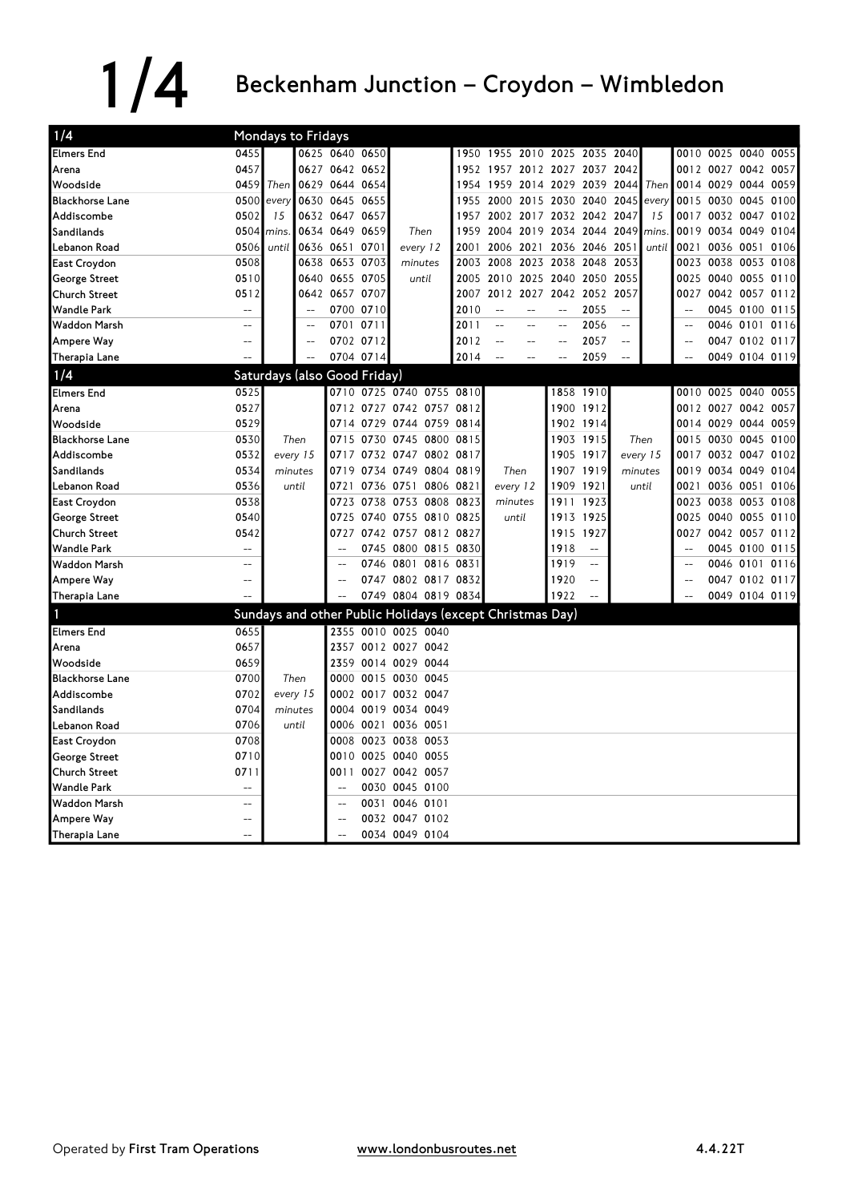# 1/4 Beckenham Junction – Croydon – Wimbledon

## 1/4 Mondays to Fridays

| Stop | | | | | | | | | | | | | | | | | | |
|---|---|---|---|---|---|---|---|---|---|---|---|---|---|---|---|---|---|---|
| Elmers End | 0455 | | 0625 | 0640 | 0650 | | 1950 | 1955 | 2010 | 2025 | 2035 | 2040 | | 0010 | 0025 | 0040 | 0055 |
| Arena | 0457 | | 0627 | 0642 | 0652 | | 1952 | 1957 | 2012 | 2027 | 2037 | 2042 | | 0012 | 0027 | 0042 | 0057 |
| Woodside | 0459 | Then | 0629 | 0644 | 0654 | | 1954 | 1959 | 2014 | 2029 | 2039 | 2044 | Then | 0014 | 0029 | 0044 | 0059 |
| Blackhorse Lane | 0500 | every | 0630 | 0645 | 0655 | | 1955 | 2000 | 2015 | 2030 | 2040 | 2045 | every | 0015 | 0030 | 0045 | 0100 |
| Addiscombe | 0502 | 15 | 0632 | 0647 | 0657 | | 1957 | 2002 | 2017 | 2032 | 2042 | 2047 | 15 | 0017 | 0032 | 0047 | 0102 |
| Sandilands | 0504 | mins. | 0634 | 0649 | 0659 | Then | 1959 | 2004 | 2019 | 2034 | 2044 | 2049 | mins. | 0019 | 0034 | 0049 | 0104 |
| Lebanon Road | 0506 | until | 0636 | 0651 | 0701 | every 12 | 2001 | 2006 | 2021 | 2036 | 2046 | 2051 | until | 0021 | 0036 | 0051 | 0106 |
| East Croydon | 0508 | | 0638 | 0653 | 0703 | minutes | 2003 | 2008 | 2023 | 2038 | 2048 | 2053 | | 0023 | 0038 | 0053 | 0108 |
| George Street | 0510 | | 0640 | 0655 | 0705 | until | 2005 | 2010 | 2025 | 2040 | 2050 | 2055 | | 0025 | 0040 | 0055 | 0110 |
| Church Street | 0512 | | 0642 | 0657 | 0707 | | 2007 | 2012 | 2027 | 2042 | 2052 | 2057 | | 0027 | 0042 | 0057 | 0112 |
| Wandle Park | -- | | -- | 0700 | 0710 | | 2010 | -- | -- | -- | 2055 | -- | | -- | 0045 | 0100 | 0115 |
| Waddon Marsh | -- | | -- | 0701 | 0711 | | 2011 | -- | -- | -- | 2056 | -- | | -- | 0046 | 0101 | 0116 |
| Ampere Way | -- | | -- | 0702 | 0712 | | 2012 | -- | -- | -- | 2057 | -- | | -- | 0047 | 0102 | 0117 |
| Therapia Lane | -- | | -- | 0704 | 0714 | | 2014 | -- | -- | -- | 2059 | -- | | -- | 0049 | 0104 | 0119 |

## 1/4 Saturdays (also Good Friday)

| Stop | | | | | | | | | | | | | | | | |
|---|---|---|---|---|---|---|---|---|---|---|---|---|---|---|---|---|
| Elmers End | 0525 | | 0710 | 0725 | 0740 | 0755 | 0810 | | 1858 | 1910 | | 0010 | 0025 | 0040 | 0055 |
| Arena | 0527 | | 0712 | 0727 | 0742 | 0757 | 0812 | | 1900 | 1912 | | 0012 | 0027 | 0042 | 0057 |
| Woodside | 0529 | | 0714 | 0729 | 0744 | 0759 | 0814 | | 1902 | 1914 | | 0014 | 0029 | 0044 | 0059 |
| Blackhorse Lane | 0530 | Then | 0715 | 0730 | 0745 | 0800 | 0815 | | 1903 | 1915 | Then | 0015 | 0030 | 0045 | 0100 |
| Addiscombe | 0532 | every 15 | 0717 | 0732 | 0747 | 0802 | 0817 | | 1905 | 1917 | every 15 | 0017 | 0032 | 0047 | 0102 |
| Sandilands | 0534 | minutes | 0719 | 0734 | 0749 | 0804 | 0819 | Then | 1907 | 1919 | minutes | 0019 | 0034 | 0049 | 0104 |
| Lebanon Road | 0536 | until | 0721 | 0736 | 0751 | 0806 | 0821 | every 12 | 1909 | 1921 | until | 0021 | 0036 | 0051 | 0106 |
| East Croydon | 0538 | | 0723 | 0738 | 0753 | 0808 | 0823 | minutes | 1911 | 1923 | | 0023 | 0038 | 0053 | 0108 |
| George Street | 0540 | | 0725 | 0740 | 0755 | 0810 | 0825 | until | 1913 | 1925 | | 0025 | 0040 | 0055 | 0110 |
| Church Street | 0542 | | 0727 | 0742 | 0757 | 0812 | 0827 | | 1915 | 1927 | | 0027 | 0042 | 0057 | 0112 |
| Wandle Park | -- | | -- | 0745 | 0800 | 0815 | 0830 | | 1918 | -- | | -- | 0045 | 0100 | 0115 |
| Waddon Marsh | -- | | -- | 0746 | 0801 | 0816 | 0831 | | 1919 | -- | | -- | 0046 | 0101 | 0116 |
| Ampere Way | -- | | -- | 0747 | 0802 | 0817 | 0832 | | 1920 | -- | | -- | 0047 | 0102 | 0117 |
| Therapia Lane | -- | | -- | 0749 | 0804 | 0819 | 0834 | | 1922 | -- | | -- | 0049 | 0104 | 0119 |

## 1 Sundays and other Public Holidays (except Christmas Day)

| Stop | | | | | | |
|---|---|---|---|---|---|---|
| Elmers End | 0655 | | 2355 | 0010 | 0025 | 0040 |
| Arena | 0657 | | 2357 | 0012 | 0027 | 0042 |
| Woodside | 0659 | | 2359 | 0014 | 0029 | 0044 |
| Blackhorse Lane | 0700 | Then | 0000 | 0015 | 0030 | 0045 |
| Addiscombe | 0702 | every 15 | 0002 | 0017 | 0032 | 0047 |
| Sandilands | 0704 | minutes | 0004 | 0019 | 0034 | 0049 |
| Lebanon Road | 0706 | until | 0006 | 0021 | 0036 | 0051 |
| East Croydon | 0708 | | 0008 | 0023 | 0038 | 0053 |
| George Street | 0710 | | 0010 | 0025 | 0040 | 0055 |
| Church Street | 0711 | | 0011 | 0027 | 0042 | 0057 |
| Wandle Park | -- | | -- | 0030 | 0045 | 0100 |
| Waddon Marsh | -- | | -- | 0031 | 0046 | 0101 |
| Ampere Way | -- | | -- | 0032 | 0047 | 0102 |
| Therapia Lane | -- | | -- | 0034 | 0049 | 0104 |

Operated by **First Tram Operations** www.londonbusroutes.net 4.4.22T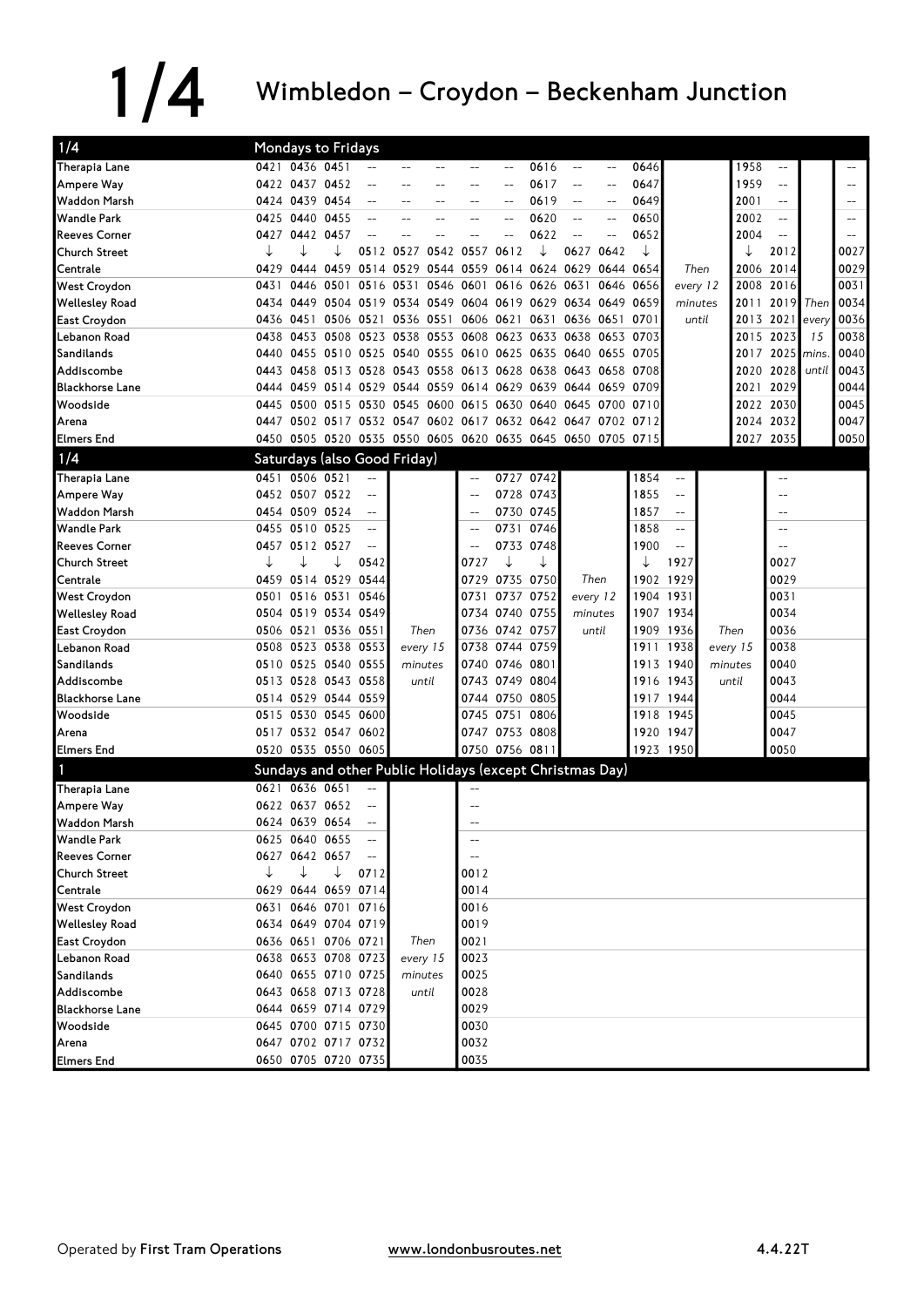# 1/4 Wimbledon – Croydon – Beckenham Junction

## 1/4 Mondays to Fridays

| 1/4 | | | | | | | | | | | | | | | | | | |
|---|---|---|---|---|---|---|---|---|---|---|---|---|---|---|---|---|---|---|
| Therapia Lane | 0421 | 0436 | 0451 | -- | -- | -- | -- | -- | 0616 | -- | -- | 0646 | | 1958 | -- | | -- |
| Ampere Way | 0422 | 0437 | 0452 | -- | -- | -- | -- | -- | 0617 | -- | -- | 0647 | | 1959 | -- | | -- |
| Waddon Marsh | 0424 | 0439 | 0454 | -- | -- | -- | -- | -- | 0619 | -- | -- | 0649 | | 2001 | -- | | -- |
| Wandle Park | 0425 | 0440 | 0455 | -- | -- | -- | -- | -- | 0620 | -- | -- | 0650 | | 2002 | -- | | -- |
| Reeves Corner | 0427 | 0442 | 0457 | -- | -- | -- | -- | -- | 0622 | -- | -- | 0652 | | 2004 | -- | | -- |
| Church Street | ↓ | ↓ | ↓ | 0512 | 0527 | 0542 | 0557 | 0612 | ↓ | 0627 | 0642 | ↓ | | ↓ | 2012 | | 0027 |
| Centrale | 0429 | 0444 | 0459 | 0514 | 0529 | 0544 | 0559 | 0614 | 0624 | 0629 | 0644 | 0654 | Then | 2006 | 2014 | | 0029 |
| West Croydon | 0431 | 0446 | 0501 | 0516 | 0531 | 0546 | 0601 | 0616 | 0626 | 0631 | 0646 | 0656 | every 12 | 2008 | 2016 | | 0031 |
| Wellesley Road | 0434 | 0449 | 0504 | 0519 | 0534 | 0549 | 0604 | 0619 | 0629 | 0634 | 0649 | 0659 | minutes | 2011 | 2019 | Then | 0034 |
| East Croydon | 0436 | 0451 | 0506 | 0521 | 0536 | 0551 | 0606 | 0621 | 0631 | 0636 | 0651 | 0701 | until | 2013 | 2021 | every | 0036 |
| Lebanon Road | 0438 | 0453 | 0508 | 0523 | 0538 | 0553 | 0608 | 0623 | 0633 | 0638 | 0653 | 0703 | | 2015 | 2023 | 15 | 0038 |
| Sandilands | 0440 | 0455 | 0510 | 0525 | 0540 | 0555 | 0610 | 0625 | 0635 | 0640 | 0655 | 0705 | | 2017 | 2025 | mins. | 0040 |
| Addiscombe | 0443 | 0458 | 0513 | 0528 | 0543 | 0558 | 0613 | 0628 | 0638 | 0643 | 0658 | 0708 | | 2020 | 2028 | until | 0043 |
| Blackhorse Lane | 0444 | 0459 | 0514 | 0529 | 0544 | 0559 | 0614 | 0629 | 0639 | 0644 | 0659 | 0709 | | 2021 | 2029 | | 0044 |
| Woodside | 0445 | 0500 | 0515 | 0530 | 0545 | 0600 | 0615 | 0630 | 0640 | 0645 | 0700 | 0710 | | 2022 | 2030 | | 0045 |
| Arena | 0447 | 0502 | 0517 | 0532 | 0547 | 0602 | 0617 | 0632 | 0642 | 0647 | 0702 | 0712 | | 2024 | 2032 | | 0047 |
| Elmers End | 0450 | 0505 | 0520 | 0535 | 0550 | 0605 | 0620 | 0635 | 0645 | 0650 | 0705 | 0715 | | 2027 | 2035 | | 0050 |

## 1/4 Saturdays (also Good Friday)

| 1/4 | | | | | | | | | | | | | |
|---|---|---|---|---|---|---|---|---|---|---|---|---|---|
| Therapia Lane | 0451 | 0506 | 0521 | -- | | -- | 0727 | 0742 | | 1854 | -- | | -- |
| Ampere Way | 0452 | 0507 | 0522 | -- | | -- | 0728 | 0743 | | 1855 | -- | | -- |
| Waddon Marsh | 0454 | 0509 | 0524 | -- | | -- | 0730 | 0745 | | 1857 | -- | | -- |
| Wandle Park | 0455 | 0510 | 0525 | -- | | -- | 0731 | 0746 | | 1858 | -- | | -- |
| Reeves Corner | 0457 | 0512 | 0527 | -- | | -- | 0733 | 0748 | | 1900 | -- | | -- |
| Church Street | ↓ | ↓ | ↓ | 0542 | | 0727 | ↓ | ↓ | | ↓ | 1927 | | 0027 |
| Centrale | 0459 | 0514 | 0529 | 0544 | | 0729 | 0735 | 0750 | Then | 1902 | 1929 | | 0029 |
| West Croydon | 0501 | 0516 | 0531 | 0546 | | 0731 | 0737 | 0752 | every 12 | 1904 | 1931 | | 0031 |
| Wellesley Road | 0504 | 0519 | 0534 | 0549 | | 0734 | 0740 | 0755 | minutes | 1907 | 1934 | | 0034 |
| East Croydon | 0506 | 0521 | 0536 | 0551 | Then | 0736 | 0742 | 0757 | until | 1909 | 1936 | Then | 0036 |
| Lebanon Road | 0508 | 0523 | 0538 | 0553 | every 15 | 0738 | 0744 | 0759 | | 1911 | 1938 | every 15 | 0038 |
| Sandilands | 0510 | 0525 | 0540 | 0555 | minutes | 0740 | 0746 | 0801 | | 1913 | 1940 | minutes | 0040 |
| Addiscombe | 0513 | 0528 | 0543 | 0558 | until | 0743 | 0749 | 0804 | | 1916 | 1943 | until | 0043 |
| Blackhorse Lane | 0514 | 0529 | 0544 | 0559 | | 0744 | 0750 | 0805 | | 1917 | 1944 | | 0044 |
| Woodside | 0515 | 0530 | 0545 | 0600 | | 0745 | 0751 | 0806 | | 1918 | 1945 | | 0045 |
| Arena | 0517 | 0532 | 0547 | 0602 | | 0747 | 0753 | 0808 | | 1920 | 1947 | | 0047 |
| Elmers End | 0520 | 0535 | 0550 | 0605 | | 0750 | 0756 | 0811 | | 1923 | 1950 | | 0050 |

## 1 Sundays and other Public Holidays (except Christmas Day)

| 1 | | | | | | |
|---|---|---|---|---|---|---|
| Therapia Lane | 0621 | 0636 | 0651 | -- | | -- |
| Ampere Way | 0622 | 0637 | 0652 | -- | | -- |
| Waddon Marsh | 0624 | 0639 | 0654 | -- | | -- |
| Wandle Park | 0625 | 0640 | 0655 | -- | | -- |
| Reeves Corner | 0627 | 0642 | 0657 | -- | | -- |
| Church Street | ↓ | ↓ | ↓ | 0712 | | 0012 |
| Centrale | 0629 | 0644 | 0659 | 0714 | | 0014 |
| West Croydon | 0631 | 0646 | 0701 | 0716 | | 0016 |
| Wellesley Road | 0634 | 0649 | 0704 | 0719 | | 0019 |
| East Croydon | 0636 | 0651 | 0706 | 0721 | Then | 0021 |
| Lebanon Road | 0638 | 0653 | 0708 | 0723 | every 15 | 0023 |
| Sandilands | 0640 | 0655 | 0710 | 0725 | minutes | 0025 |
| Addiscombe | 0643 | 0658 | 0713 | 0728 | until | 0028 |
| Blackhorse Lane | 0644 | 0659 | 0714 | 0729 | | 0029 |
| Woodside | 0645 | 0700 | 0715 | 0730 | | 0030 |
| Arena | 0647 | 0702 | 0717 | 0732 | | 0032 |
| Elmers End | 0650 | 0705 | 0720 | 0735 | | 0035 |

Operated by **First Tram Operations** www.londonbusroutes.net 4.4.22T